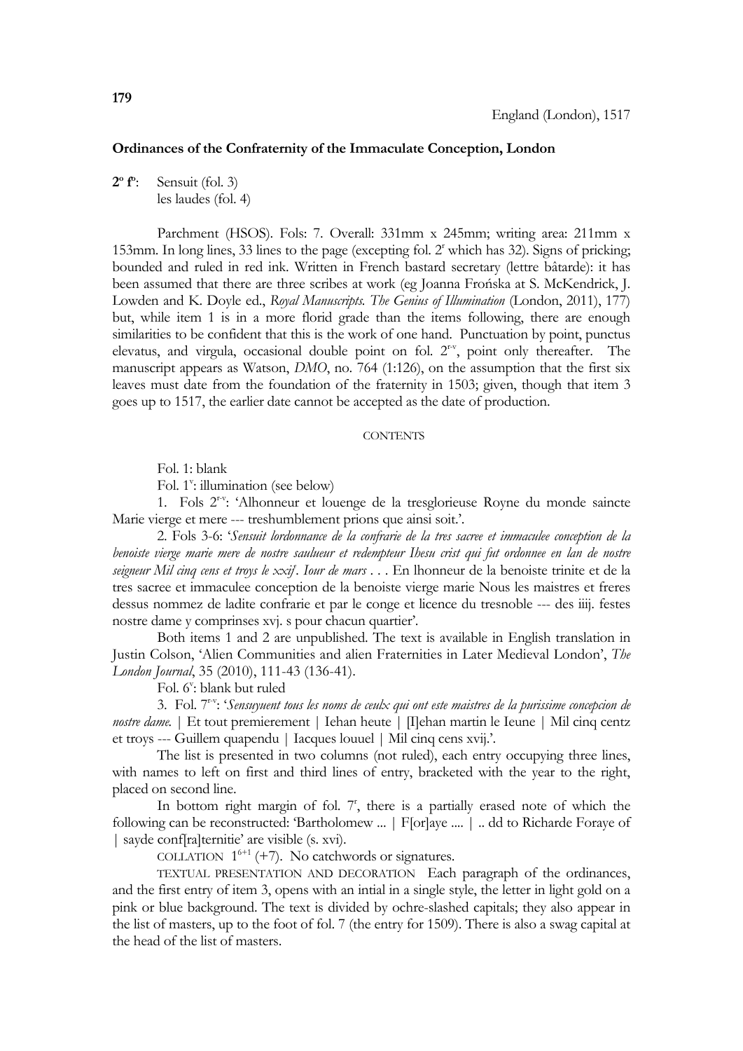**179**

England (London), 1517

**Ordinances of the Confraternity of the Immaculate Conception, London**

**2º fº**: Sensuit (fol. 3)
les laudes (fol. 4)

Parchment (HSOS). Fols: 7. Overall: 331mm x 245mm; writing area: 211mm x 153mm. In long lines, 33 lines to the page (excepting fol. 2r which has 32). Signs of pricking; bounded and ruled in red ink. Written in French bastard secretary (lettre bâtarde): it has been assumed that there are three scribes at work (eg Joanna Frońska at S. McKendrick, J. Lowden and K. Doyle ed., *Royal Manuscripts. The Genius of Illumination* (London, 2011), 177) but, while item 1 is in a more florid grade than the items following, there are enough similarities to be confident that this is the work of one hand. Punctuation by point, punctus elevatus, and virgula, occasional double point on fol. 2r-v, point only thereafter. The manuscript appears as Watson, *DMO*, no. 764 (1:126), on the assumption that the first six leaves must date from the foundation of the fraternity in 1503; given, though that item 3 goes up to 1517, the earlier date cannot be accepted as the date of production.

CONTENTS

Fol. 1: blank

Fol. 1v: illumination (see below)

1. Fols 2r-v: 'Alhonneur et louenge de la tresglorieuse Royne du monde saincte Marie vierge et mere --- treshumblement prions que ainsi soit.'.

2. Fols 3-6: '*Sensuit lordonnance de la confrarie de la tres sacree et immaculee conception de la benoiste vierge marie mere de nostre saulueur et redempteur Ihesu crist qui fut ordonnee en lan de nostre seigneur Mil cinq cens et troys le xxijᵉ. Iour de mars* . . . En lhonneur de la benoiste trinite et de la tres sacree et immaculee conception de la benoiste vierge marie Nous les maistres et freres dessus nommez de ladite confrarie et par le conge et licence du tresnoble --- des iiij. festes nostre dame y comprinses xvj. s pour chacun quartier'.

Both items 1 and 2 are unpublished. The text is available in English translation in Justin Colson, 'Alien Communities and alien Fraternities in Later Medieval London', *The London Journal*, 35 (2010), 111-43 (136-41).

Fol. 6v: blank but ruled

3. Fol. 7r-v: '*Sensuyuent tous les noms de ceulx qui ont este maistres de la purissime concepcion de nostre dame.* | Et tout premierement | Iehan heute | [I]ehan martin le Ieune | Mil cinq centz et troys --- Guillem quapendu | Iacques louuel | Mil cinq cens xvij.'.

The list is presented in two columns (not ruled), each entry occupying three lines, with names to left on first and third lines of entry, bracketed with the year to the right, placed on second line.

In bottom right margin of fol. 7r, there is a partially erased note of which the following can be reconstructed: 'Bartholomew ... | F[or]aye .... | .. dd to Richarde Foraye of | sayde conf[ra]ternitie' are visible (s. xvi).

COLLATION $1^{6+1}$ (+7). No catchwords or signatures.

TEXTUAL PRESENTATION AND DECORATION Each paragraph of the ordinances, and the first entry of item 3, opens with an intial in a single style, the letter in light gold on a pink or blue background. The text is divided by ochre-slashed capitals; they also appear in the list of masters, up to the foot of fol. 7 (the entry for 1509). There is also a swag capital at the head of the list of masters.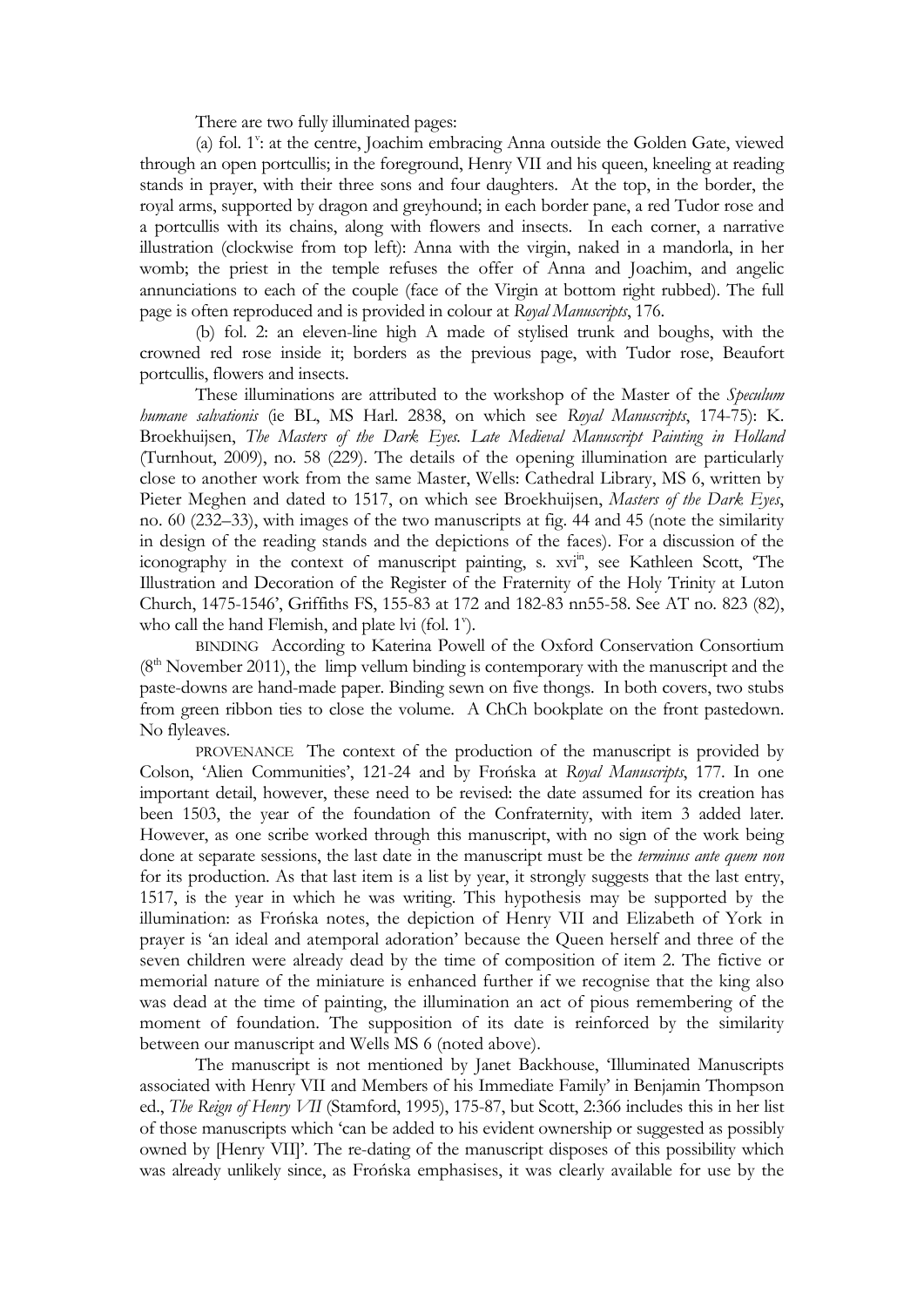There are two fully illuminated pages:

(a) fol. 1[v]: at the centre, Joachim embracing Anna outside the Golden Gate, viewed through an open portcullis; in the foreground, Henry VII and his queen, kneeling at reading stands in prayer, with their three sons and four daughters. At the top, in the border, the royal arms, supported by dragon and greyhound; in each border pane, a red Tudor rose and a portcullis with its chains, along with flowers and insects. In each corner, a narrative illustration (clockwise from top left): Anna with the virgin, naked in a mandorla, in her womb; the priest in the temple refuses the offer of Anna and Joachim, and angelic annunciations to each of the couple (face of the Virgin at bottom right rubbed). The full page is often reproduced and is provided in colour at *Royal Manuscripts*, 176.

(b) fol. 2: an eleven-line high A made of stylised trunk and boughs, with the crowned red rose inside it; borders as the previous page, with Tudor rose, Beaufort portcullis, flowers and insects.

These illuminations are attributed to the workshop of the Master of the *Speculum humane salvationis* (ie BL, MS Harl. 2838, on which see *Royal Manuscripts*, 174-75): K. Broekhuijsen, *The Masters of the Dark Eyes. Late Medieval Manuscript Painting in Holland* (Turnhout, 2009), no. 58 (229). The details of the opening illumination are particularly close to another work from the same Master, Wells: Cathedral Library, MS 6, written by Pieter Meghen and dated to 1517, on which see Broekhuijsen, *Masters of the Dark Eyes*, no. 60 (232–33), with images of the two manuscripts at fig. 44 and 45 (note the similarity in design of the reading stands and the depictions of the faces). For a discussion of the iconography in the context of manuscript painting, s. xvi[in], see Kathleen Scott, 'The Illustration and Decoration of the Register of the Fraternity of the Holy Trinity at Luton Church, 1475-1546', Griffiths FS, 155-83 at 172 and 182-83 nn55-58. See AT no. 823 (82), who call the hand Flemish, and plate lvi (fol. 1[v]).

BINDING According to Katerina Powell of the Oxford Conservation Consortium (8[th] November 2011), the limp vellum binding is contemporary with the manuscript and the paste-downs are hand-made paper. Binding sewn on five thongs. In both covers, two stubs from green ribbon ties to close the volume. A ChCh bookplate on the front pastedown. No flyleaves.

PROVENANCE The context of the production of the manuscript is provided by Colson, 'Alien Communities', 121-24 and by Frońska at *Royal Manuscripts*, 177. In one important detail, however, these need to be revised: the date assumed for its creation has been 1503, the year of the foundation of the Confraternity, with item 3 added later. However, as one scribe worked through this manuscript, with no sign of the work being done at separate sessions, the last date in the manuscript must be the *terminus ante quem non* for its production. As that last item is a list by year, it strongly suggests that the last entry, 1517, is the year in which he was writing. This hypothesis may be supported by the illumination: as Frońska notes, the depiction of Henry VII and Elizabeth of York in prayer is 'an ideal and atemporal adoration' because the Queen herself and three of the seven children were already dead by the time of composition of item 2. The fictive or memorial nature of the miniature is enhanced further if we recognise that the king also was dead at the time of painting, the illumination an act of pious remembering of the moment of foundation. The supposition of its date is reinforced by the similarity between our manuscript and Wells MS 6 (noted above).

The manuscript is not mentioned by Janet Backhouse, 'Illuminated Manuscripts associated with Henry VII and Members of his Immediate Family' in Benjamin Thompson ed., *The Reign of Henry VII* (Stamford, 1995), 175-87, but Scott, 2:366 includes this in her list of those manuscripts which 'can be added to his evident ownership or suggested as possibly owned by [Henry VII]'. The re-dating of the manuscript disposes of this possibility which was already unlikely since, as Frońska emphasises, it was clearly available for use by the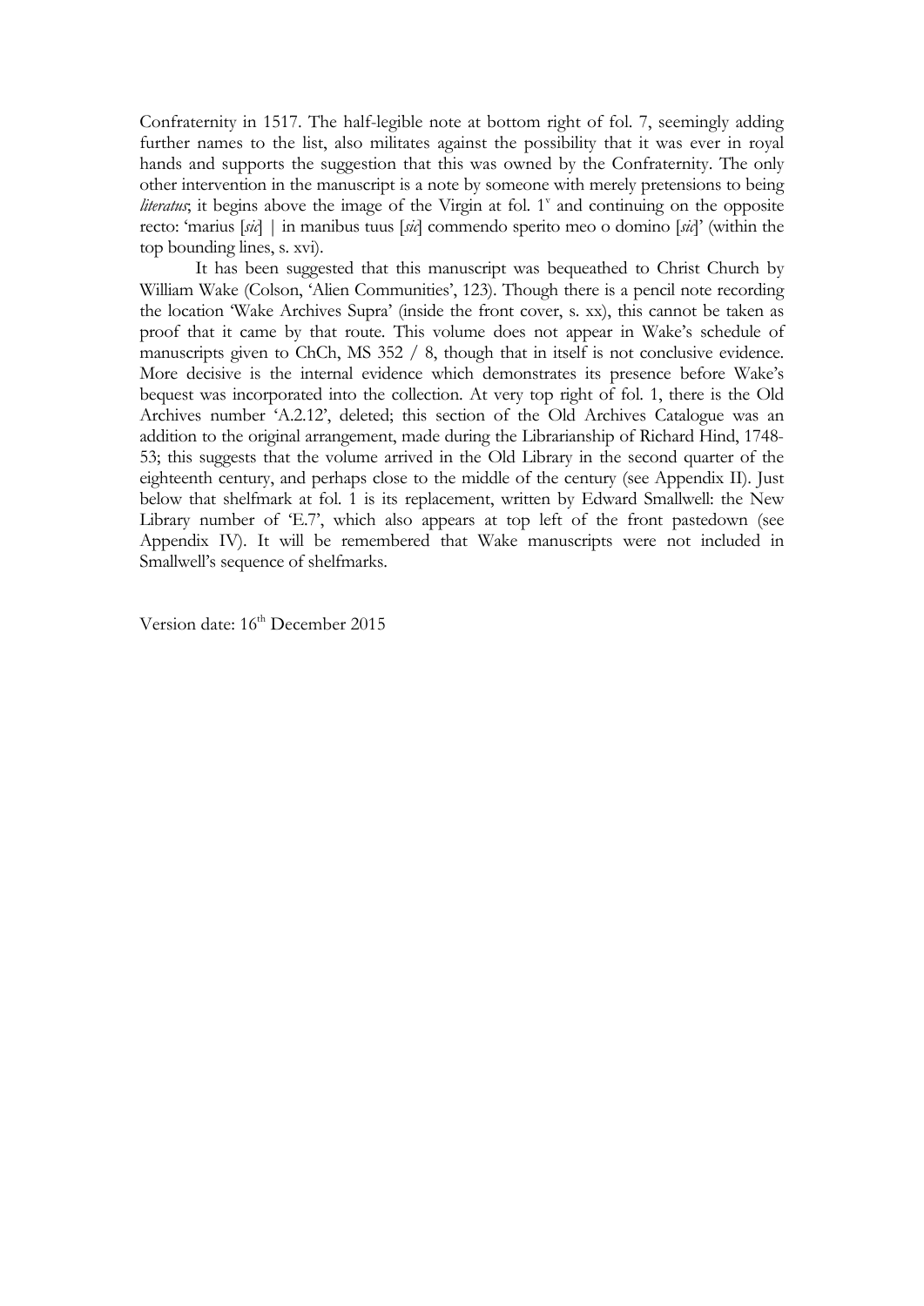Confraternity in 1517. The half-legible note at bottom right of fol. 7, seemingly adding further names to the list, also militates against the possibility that it was ever in royal hands and supports the suggestion that this was owned by the Confraternity. The only other intervention in the manuscript is a note by someone with merely pretensions to being *literatus*; it begins above the image of the Virgin at fol. 1$^{v}$ and continuing on the opposite recto: 'marius [*sic*] | in manibus tuus [*sic*] commendo sperito meo o domino [*sic*]' (within the top bounding lines, s. xvi).

It has been suggested that this manuscript was bequeathed to Christ Church by William Wake (Colson, 'Alien Communities', 123). Though there is a pencil note recording the location 'Wake Archives Supra' (inside the front cover, s. xx), this cannot be taken as proof that it came by that route. This volume does not appear in Wake's schedule of manuscripts given to ChCh, MS 352 / 8, though that in itself is not conclusive evidence. More decisive is the internal evidence which demonstrates its presence before Wake's bequest was incorporated into the collection. At very top right of fol. 1, there is the Old Archives number 'A.2.12', deleted; this section of the Old Archives Catalogue was an addition to the original arrangement, made during the Librarianship of Richard Hind, 1748-53; this suggests that the volume arrived in the Old Library in the second quarter of the eighteenth century, and perhaps close to the middle of the century (see Appendix II). Just below that shelfmark at fol. 1 is its replacement, written by Edward Smallwell: the New Library number of 'E.7', which also appears at top left of the front pastedown (see Appendix IV). It will be remembered that Wake manuscripts were not included in Smallwell's sequence of shelfmarks.

Version date: 16th December 2015